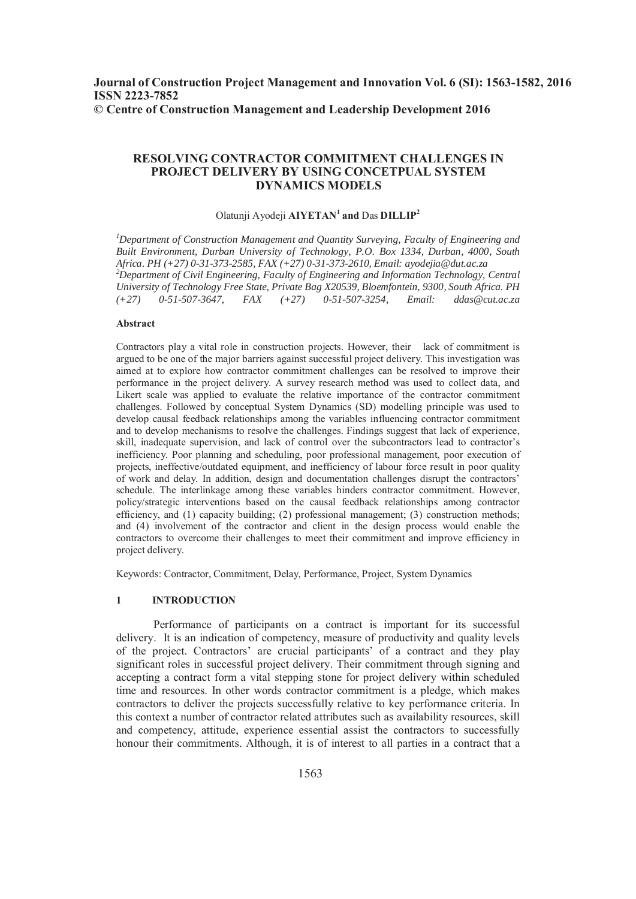# RESOLVING CONTRACTOR COMMITMENT CHALLENGES IN PROJECT DELIVERY BY USING CONCETPUAL SYSTEM DYNAMICS MODELS

Olatunji Ayodeji **AIYETAN**[1] **and** Das **DILLIP**[2]

[1]*Department of Construction Management and Quantity Surveying, Faculty of Engineering and Built Environment, Durban University of Technology, P.O. Box 1334, Durban, 4000, South Africa. PH (+27) 0-31-373-2585, FAX (+27) 0-31-373-2610, Email: ayodejia@dut.ac.za*
[2]*Department of Civil Engineering, Faculty of Engineering and Information Technology, Central University of Technology Free State, Private Bag X20539, Bloemfontein, 9300, South Africa. PH (+27) 0-51-507-3647, FAX (+27) 0-51-507-3254, Email: ddas@cut.ac.za*

#### Abstract

Contractors play a vital role in construction projects. However, their lack of commitment is argued to be one of the major barriers against successful project delivery. This investigation was aimed at to explore how contractor commitment challenges can be resolved to improve their performance in the project delivery. A survey research method was used to collect data, and Likert scale was applied to evaluate the relative importance of the contractor commitment challenges. Followed by conceptual System Dynamics (SD) modelling principle was used to develop causal feedback relationships among the variables influencing contractor commitment and to develop mechanisms to resolve the challenges. Findings suggest that lack of experience, skill, inadequate supervision, and lack of control over the subcontractors lead to contractor's inefficiency. Poor planning and scheduling, poor professional management, poor execution of projects, ineffective/outdated equipment, and inefficiency of labour force result in poor quality of work and delay. In addition, design and documentation challenges disrupt the contractors' schedule. The interlinkage among these variables hinders contractor commitment. However, policy/strategic interventions based on the causal feedback relationships among contractor efficiency, and (1) capacity building; (2) professional management; (3) construction methods; and (4) involvement of the contractor and client in the design process would enable the contractors to overcome their challenges to meet their commitment and improve efficiency in project delivery.

Keywords: Contractor, Commitment, Delay, Performance, Project, System Dynamics

## 1 INTRODUCTION

Performance of participants on a contract is important for its successful delivery. It is an indication of competency, measure of productivity and quality levels of the project. Contractors' are crucial participants' of a contract and they play significant roles in successful project delivery. Their commitment through signing and accepting a contract form a vital stepping stone for project delivery within scheduled time and resources. In other words contractor commitment is a pledge, which makes contractors to deliver the projects successfully relative to key performance criteria. In this context a number of contractor related attributes such as availability resources, skill and competency, attitude, experience essential assist the contractors to successfully honour their commitments. Although, it is of interest to all parties in a contract that a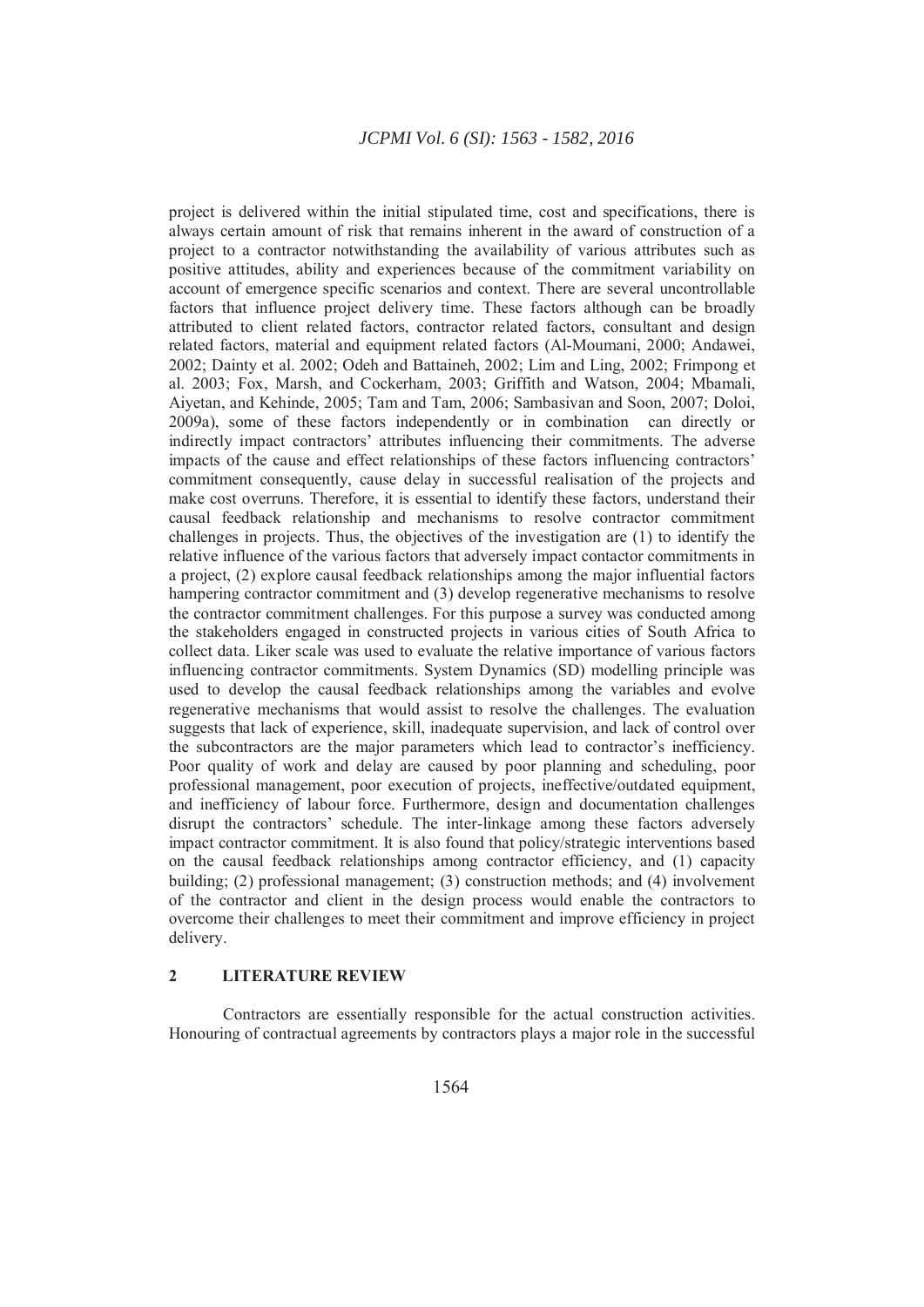project is delivered within the initial stipulated time, cost and specifications, there is always certain amount of risk that remains inherent in the award of construction of a project to a contractor notwithstanding the availability of various attributes such as positive attitudes, ability and experiences because of the commitment variability on account of emergence specific scenarios and context. There are several uncontrollable factors that influence project delivery time. These factors although can be broadly attributed to client related factors, contractor related factors, consultant and design related factors, material and equipment related factors (Al-Moumani, 2000; Andawei, 2002; Dainty et al. 2002; Odeh and Battaineh, 2002; Lim and Ling, 2002; Frimpong et al. 2003; Fox, Marsh, and Cockerham, 2003; Griffith and Watson, 2004; Mbamali, Aiyetan, and Kehinde, 2005; Tam and Tam, 2006; Sambasivan and Soon, 2007; Doloi, 2009a), some of these factors independently or in combination can directly or indirectly impact contractors' attributes influencing their commitments. The adverse impacts of the cause and effect relationships of these factors influencing contractors' commitment consequently, cause delay in successful realisation of the projects and make cost overruns. Therefore, it is essential to identify these factors, understand their causal feedback relationship and mechanisms to resolve contractor commitment challenges in projects. Thus, the objectives of the investigation are (1) to identify the relative influence of the various factors that adversely impact contactor commitments in a project, (2) explore causal feedback relationships among the major influential factors hampering contractor commitment and (3) develop regenerative mechanisms to resolve the contractor commitment challenges. For this purpose a survey was conducted among the stakeholders engaged in constructed projects in various cities of South Africa to collect data. Liker scale was used to evaluate the relative importance of various factors influencing contractor commitments. System Dynamics (SD) modelling principle was used to develop the causal feedback relationships among the variables and evolve regenerative mechanisms that would assist to resolve the challenges. The evaluation suggests that lack of experience, skill, inadequate supervision, and lack of control over the subcontractors are the major parameters which lead to contractor's inefficiency. Poor quality of work and delay are caused by poor planning and scheduling, poor professional management, poor execution of projects, ineffective/outdated equipment, and inefficiency of labour force. Furthermore, design and documentation challenges disrupt the contractors' schedule. The inter-linkage among these factors adversely impact contractor commitment. It is also found that policy/strategic interventions based on the causal feedback relationships among contractor efficiency, and (1) capacity building; (2) professional management; (3) construction methods; and (4) involvement of the contractor and client in the design process would enable the contractors to overcome their challenges to meet their commitment and improve efficiency in project delivery.

## 2 LITERATURE REVIEW

Contractors are essentially responsible for the actual construction activities. Honouring of contractual agreements by contractors plays a major role in the successful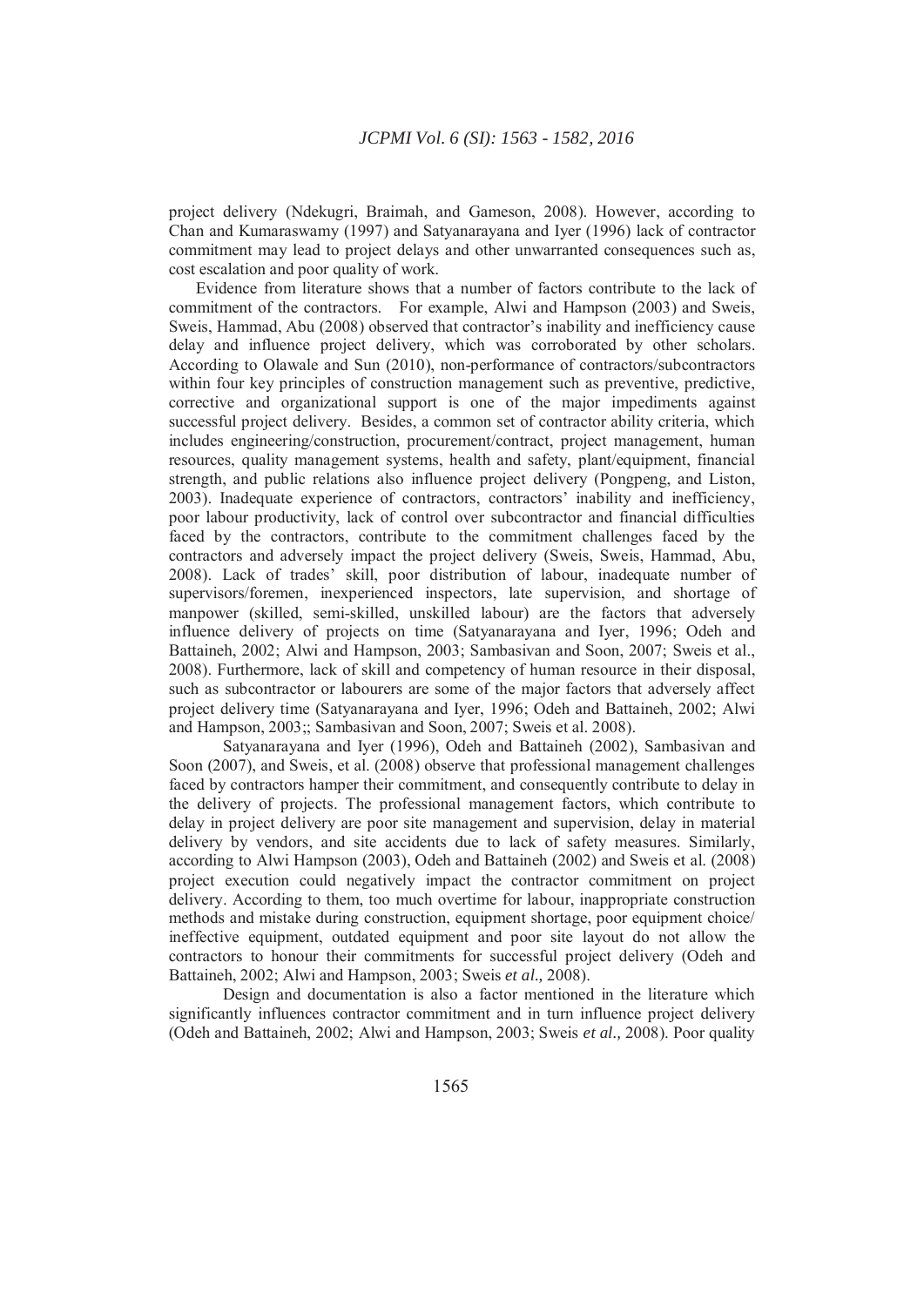project delivery (Ndekugri, Braimah, and Gameson, 2008). However, according to Chan and Kumaraswamy (1997) and Satyanarayana and Iyer (1996) lack of contractor commitment may lead to project delays and other unwarranted consequences such as, cost escalation and poor quality of work.

Evidence from literature shows that a number of factors contribute to the lack of commitment of the contractors. For example, Alwi and Hampson (2003) and Sweis, Sweis, Hammad, Abu (2008) observed that contractor's inability and inefficiency cause delay and influence project delivery, which was corroborated by other scholars. According to Olawale and Sun (2010), non-performance of contractors/subcontractors within four key principles of construction management such as preventive, predictive, corrective and organizational support is one of the major impediments against successful project delivery. Besides, a common set of contractor ability criteria, which includes engineering/construction, procurement/contract, project management, human resources, quality management systems, health and safety, plant/equipment, financial strength, and public relations also influence project delivery (Pongpeng, and Liston, 2003). Inadequate experience of contractors, contractors' inability and inefficiency, poor labour productivity, lack of control over subcontractor and financial difficulties faced by the contractors, contribute to the commitment challenges faced by the contractors and adversely impact the project delivery (Sweis, Sweis, Hammad, Abu, 2008). Lack of trades' skill, poor distribution of labour, inadequate number of supervisors/foremen, inexperienced inspectors, late supervision, and shortage of manpower (skilled, semi-skilled, unskilled labour) are the factors that adversely influence delivery of projects on time (Satyanarayana and Iyer, 1996; Odeh and Battaineh, 2002; Alwi and Hampson, 2003; Sambasivan and Soon, 2007; Sweis et al., 2008). Furthermore, lack of skill and competency of human resource in their disposal, such as subcontractor or labourers are some of the major factors that adversely affect project delivery time (Satyanarayana and Iyer, 1996; Odeh and Battaineh, 2002; Alwi and Hampson, 2003;; Sambasivan and Soon, 2007; Sweis et al. 2008).

Satyanarayana and Iyer (1996), Odeh and Battaineh (2002), Sambasivan and Soon (2007), and Sweis, et al. (2008) observe that professional management challenges faced by contractors hamper their commitment, and consequently contribute to delay in the delivery of projects. The professional management factors, which contribute to delay in project delivery are poor site management and supervision, delay in material delivery by vendors, and site accidents due to lack of safety measures. Similarly, according to Alwi Hampson (2003), Odeh and Battaineh (2002) and Sweis et al. (2008) project execution could negatively impact the contractor commitment on project delivery. According to them, too much overtime for labour, inappropriate construction methods and mistake during construction, equipment shortage, poor equipment choice/ ineffective equipment, outdated equipment and poor site layout do not allow the contractors to honour their commitments for successful project delivery (Odeh and Battaineh, 2002; Alwi and Hampson, 2003; Sweis *et al.,* 2008).

Design and documentation is also a factor mentioned in the literature which significantly influences contractor commitment and in turn influence project delivery (Odeh and Battaineh, 2002; Alwi and Hampson, 2003; Sweis *et al.,* 2008). Poor quality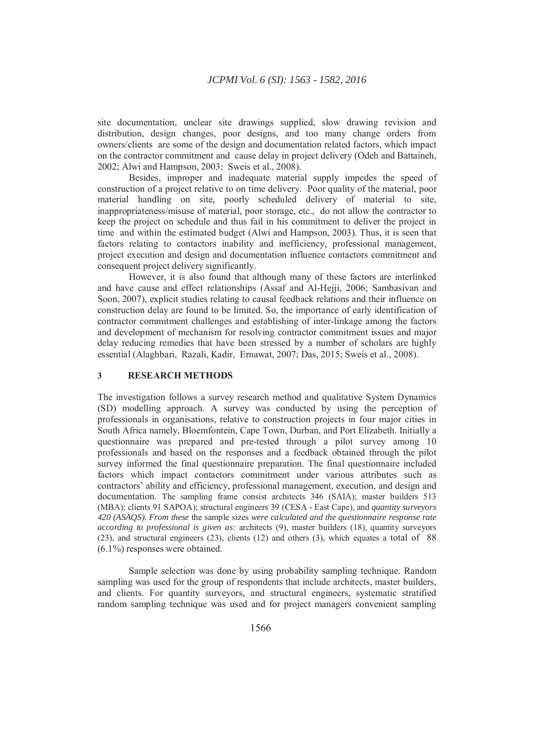site documentation, unclear site drawings supplied, slow drawing revision and distribution, design changes, poor designs, and too many change orders from owners/clients are some of the design and documentation related factors, which impact on the contractor commitment and cause delay in project delivery (Odeh and Battaineh, 2002; Alwi and Hampson, 2003; Sweis et al., 2008).

Besides, improper and inadequate material supply impedes the speed of construction of a project relative to on time delivery. Poor quality of the material, poor material handling on site, poorly scheduled delivery of material to site, inappropriateness/misuse of material, poor storage, etc., do not allow the contractor to keep the project on schedule and thus fail in his commitment to deliver the project in time and within the estimated budget (Alwi and Hampson, 2003). Thus, it is seen that factors relating to contactors inability and inefficiency, professional management, project execution and design and documentation influence contactors commitment and consequent project delivery significantly.

However, it is also found that although many of these factors are interlinked and have cause and effect relationships (Assaf and Al-Hejji, 2006; Sambasivan and Soon, 2007), explicit studies relating to causal feedback relations and their influence on construction delay are found to be limited. So, the importance of early identification of contractor commitment challenges and establishing of inter-linkage among the factors and development of mechanism for resolving contractor commitment issues and major delay reducing remedies that have been stressed by a number of scholars are highly essential (Alaghbari, Razali, Kadir, Ernawat, 2007; Das, 2015; Sweis et al., 2008).

## 3 RESEARCH METHODS

The investigation follows a survey research method and qualitative System Dynamics (SD) modelling approach. A survey was conducted by using the perception of professionals in organisations, relative to construction projects in four major cities in South Africa namely, Bloemfontein, Cape Town, Durban, and Port Elizabeth. Initially a questionnaire was prepared and pre-tested through a pilot survey among 10 professionals and based on the responses and a feedback obtained through the pilot survey informed the final questionnaire preparation. The final questionnaire included factors which impact contactors commitment under various attributes such as contractors' ability and efficiency, professional management, execution, and design and documentation. The sampling frame consist architects 346 (SAIA); master builders 513 (MBA); clients 91 SAPOA); structural engineers 39 (CESA - East Cape), and *quantity surveyors 420 (ASAQS). From these* the sample sizes *were calculated and the questionnaire response rate according to professional is given as:* architects (9), master builders (18), quantity surveyors (23), and structural engineers (23), clients (12) and others (3), which equates a total of 88 (6.1%) responses were obtained.

Sample selection was done by using probability sampling technique. Random sampling was used for the group of respondents that include architects, master builders, and clients. For quantity surveyors, and structural engineers, systematic stratified random sampling technique was used and for project managers convenient sampling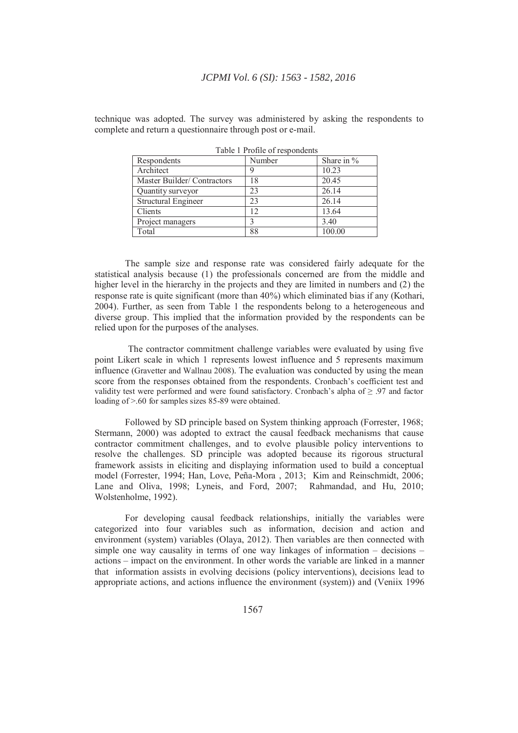technique was adopted. The survey was administered by asking the respondents to complete and return a questionnaire through post or e-mail.

Table 1 Profile of respondents

| Respondents | Number | Share in % |
|---|---|---|
| Architect | 9 | 10.23 |
| Master Builder/ Contractors | 18 | 20.45 |
| Quantity surveyor | 23 | 26.14 |
| Structural Engineer | 23 | 26.14 |
| Clients | 12 | 13.64 |
| Project managers | 3 | 3.40 |
| Total | 88 | 100.00 |

The sample size and response rate was considered fairly adequate for the statistical analysis because (1) the professionals concerned are from the middle and higher level in the hierarchy in the projects and they are limited in numbers and (2) the response rate is quite significant (more than 40%) which eliminated bias if any (Kothari, 2004). Further, as seen from Table 1 the respondents belong to a heterogeneous and diverse group. This implied that the information provided by the respondents can be relied upon for the purposes of the analyses.

The contractor commitment challenge variables were evaluated by using five point Likert scale in which 1 represents lowest influence and 5 represents maximum influence (Gravetter and Wallnau 2008). The evaluation was conducted by using the mean score from the responses obtained from the respondents. Cronbach's coefficient test and validity test were performed and were found satisfactory. Cronbach's alpha of ≥ .97 and factor loading of >.60 for samples sizes 85-89 were obtained.

Followed by SD principle based on System thinking approach (Forrester, 1968; Stermann, 2000) was adopted to extract the causal feedback mechanisms that cause contractor commitment challenges, and to evolve plausible policy interventions to resolve the challenges. SD principle was adopted because its rigorous structural framework assists in eliciting and displaying information used to build a conceptual model (Forrester, 1994; Han, Love, Peña-Mora , 2013; Kim and Reinschmidt, 2006; Lane and Oliva, 1998; Lyneis, and Ford, 2007; Rahmandad, and Hu, 2010; Wolstenholme, 1992).

For developing causal feedback relationships, initially the variables were categorized into four variables such as information, decision and action and environment (system) variables (Olaya, 2012). Then variables are then connected with simple one way causality in terms of one way linkages of information – decisions – actions – impact on the environment. In other words the variable are linked in a manner that information assists in evolving decisions (policy interventions), decisions lead to appropriate actions, and actions influence the environment (system)) and (Veniix 1996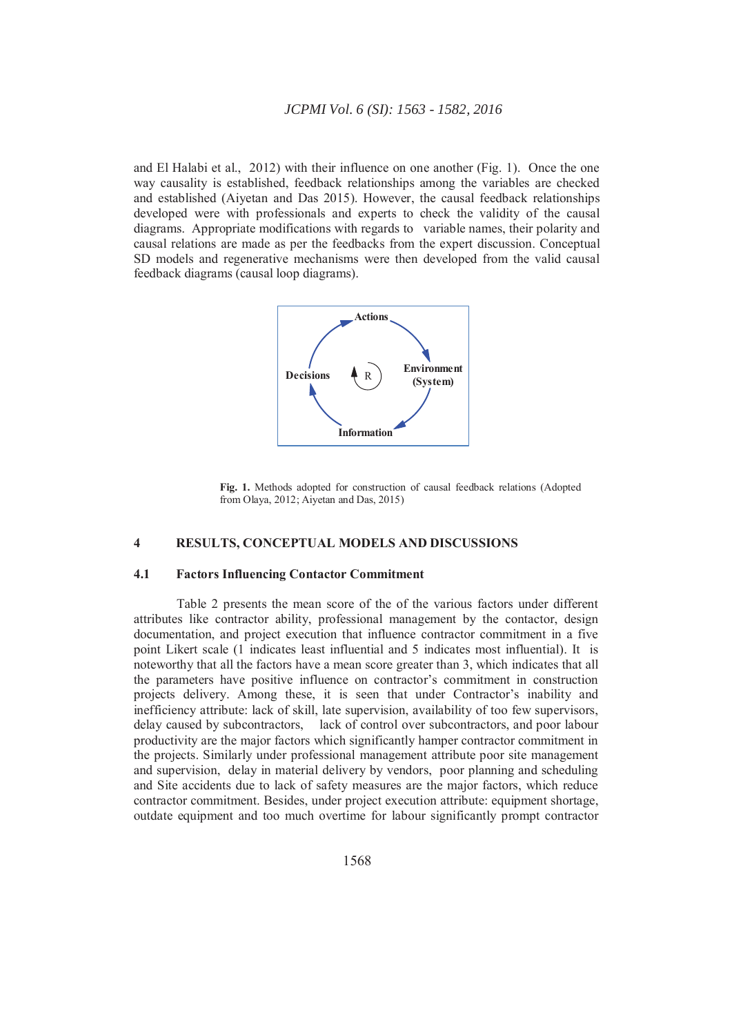and El Halabi et al., 2012) with their influence on one another (Fig. 1). Once the one way causality is established, feedback relationships among the variables are checked and established (Aiyetan and Das 2015). However, the causal feedback relationships developed were with professionals and experts to check the validity of the causal diagrams. Appropriate modifications with regards to variable names, their polarity and causal relations are made as per the feedbacks from the expert discussion. Conceptual SD models and regenerative mechanisms were then developed from the valid causal feedback diagrams (causal loop diagrams).

Actions

Environment (System)

Information

Decisions

R

**Fig. 1.** Methods adopted for construction of causal feedback relations (Adopted from Olaya, 2012; Aiyetan and Das, 2015)

## 4 RESULTS, CONCEPTUAL MODELS AND DISCUSSIONS

### 4.1 Factors Influencing Contactor Commitment

Table 2 presents the mean score of the of the various factors under different attributes like contractor ability, professional management by the contactor, design documentation, and project execution that influence contractor commitment in a five point Likert scale (1 indicates least influential and 5 indicates most influential). It is noteworthy that all the factors have a mean score greater than 3, which indicates that all the parameters have positive influence on contractor's commitment in construction projects delivery. Among these, it is seen that under Contractor's inability and inefficiency attribute: lack of skill, late supervision, availability of too few supervisors, delay caused by subcontractors, lack of control over subcontractors, and poor labour productivity are the major factors which significantly hamper contractor commitment in the projects. Similarly under professional management attribute poor site management and supervision, delay in material delivery by vendors, poor planning and scheduling and Site accidents due to lack of safety measures are the major factors, which reduce contractor commitment. Besides, under project execution attribute: equipment shortage, outdate equipment and too much overtime for labour significantly prompt contractor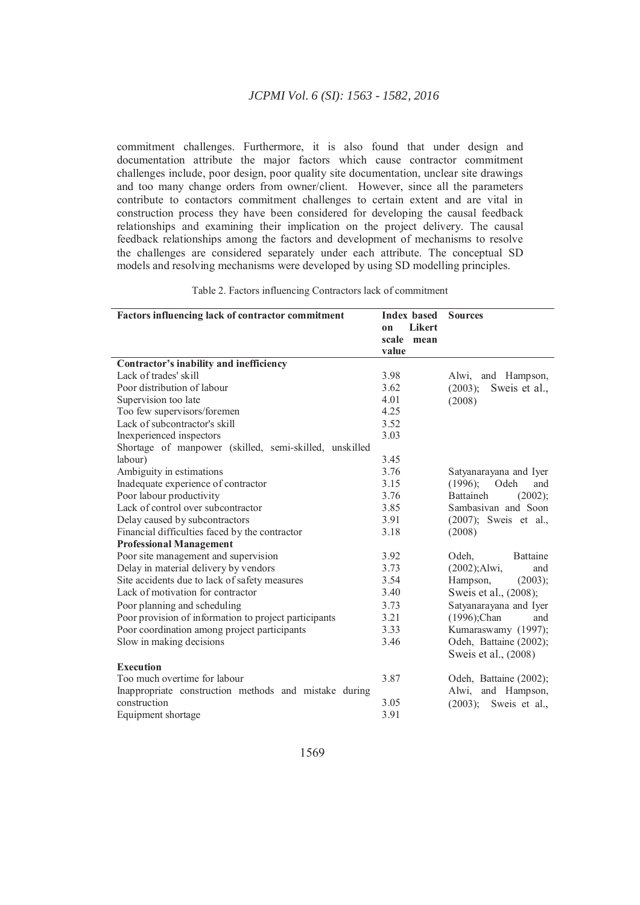commitment challenges. Furthermore, it is also found that under design and documentation attribute the major factors which cause contractor commitment challenges include, poor design, poor quality site documentation, unclear site drawings and too many change orders from owner/client. However, since all the parameters contribute to contactors commitment challenges to certain extent and are vital in construction process they have been considered for developing the causal feedback relationships and examining their implication on the project delivery. The causal feedback relationships among the factors and development of mechanisms to resolve the challenges are considered separately under each attribute. The conceptual SD models and resolving mechanisms were developed by using SD modelling principles.

Table 2. Factors influencing Contractors lack of commitment

| Factors influencing lack of contractor commitment | Index based on Likert scale mean value | Sources |
|---|---|---|
| **Contractor's inability and inefficiency** | | |
| Lack of trades' skill | 3.98 | Alwi, and Hampson, (2003); Sweis et al., (2008) |
| Poor distribution of labour | 3.62 | |
| Supervision too late | 4.01 | |
| Too few supervisors/foremen | 4.25 | |
| Lack of subcontractor's skill | 3.52 | |
| Inexperienced inspectors | 3.03 | |
| Shortage of manpower (skilled, semi-skilled, unskilled labour) | 3.45 | |
| Ambiguity in estimations | 3.76 | Satyanarayana and Iyer (1996); Odeh and Battaineh (2002); Sambasivan and Soon (2007); Sweis et al., (2008) |
| Inadequate experience of contractor | 3.15 | |
| Poor labour productivity | 3.76 | |
| Lack of control over subcontractor | 3.85 | |
| Delay caused by subcontractors | 3.91 | |
| Financial difficulties faced by the contractor | 3.18 | |
| **Professional Management** | | |
| Poor site management and supervision | 3.92 | Odeh, Battaine (2002);Alwi, and Hampson, (2003); Sweis et al., (2008); Satyanarayana and Iyer (1996);Chan and Kumaraswamy (1997); Odeh, Battaine (2002); Sweis et al., (2008) |
| Delay in material delivery by vendors | 3.73 | |
| Site accidents due to lack of safety measures | 3.54 | |
| Lack of motivation for contractor | 3.40 | |
| Poor planning and scheduling | 3.73 | |
| Poor provision of information to project participants | 3.21 | |
| Poor coordination among project participants | 3.33 | |
| Slow in making decisions | 3.46 | |
| **Execution** | | |
| Too much overtime for labour | 3.87 | Odeh, Battaine (2002); Alwi, and Hampson, (2003); Sweis et al., |
| Inappropriate construction methods and mistake during construction | 3.05 | |
| Equipment shortage | 3.91 | |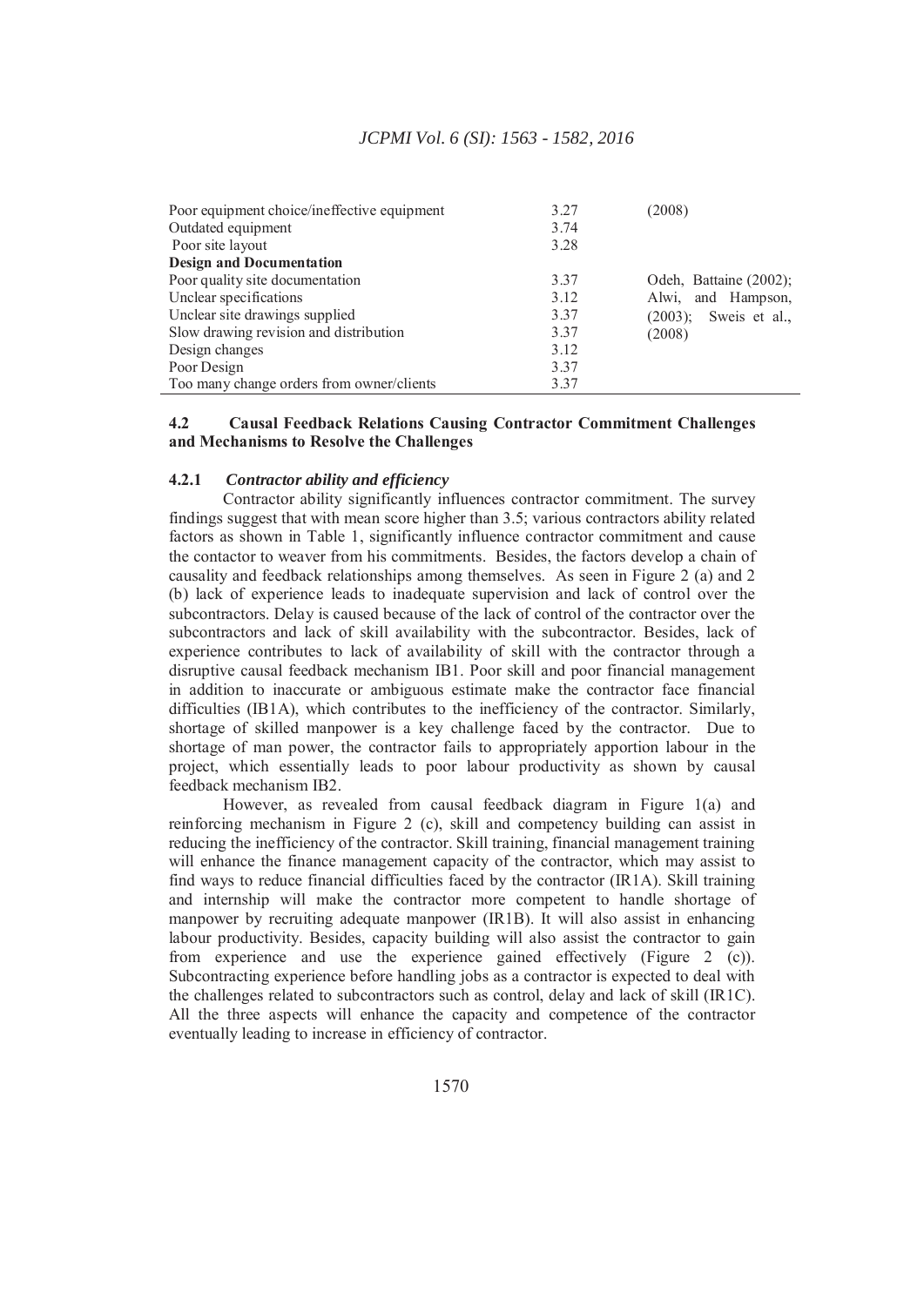| | | |
|---|---|---|
| Poor equipment choice/ineffective equipment | 3.27 | (2008) |
| Outdated equipment | 3.74 | |
| Poor site layout | 3.28 | |
| **Design and Documentation** | | |
| Poor quality site documentation | 3.37 | Odeh, Battaine (2002); |
| Unclear specifications | 3.12 | Alwi, and Hampson, |
| Unclear site drawings supplied | 3.37 | (2003); Sweis et al., |
| Slow drawing revision and distribution | 3.37 | (2008) |
| Design changes | 3.12 | |
| Poor Design | 3.37 | |
| Too many change orders from owner/clients | 3.37 | |

## 4.2 Causal Feedback Relations Causing Contractor Commitment Challenges and Mechanisms to Resolve the Challenges

### 4.2.1 *Contractor ability and efficiency*

Contractor ability significantly influences contractor commitment. The survey findings suggest that with mean score higher than 3.5; various contractors ability related factors as shown in Table 1, significantly influence contractor commitment and cause the contactor to weaver from his commitments. Besides, the factors develop a chain of causality and feedback relationships among themselves. As seen in Figure 2 (a) and 2 (b) lack of experience leads to inadequate supervision and lack of control over the subcontractors. Delay is caused because of the lack of control of the contractor over the subcontractors and lack of skill availability with the subcontractor. Besides, lack of experience contributes to lack of availability of skill with the contractor through a disruptive causal feedback mechanism IB1. Poor skill and poor financial management in addition to inaccurate or ambiguous estimate make the contractor face financial difficulties (IB1A), which contributes to the inefficiency of the contractor. Similarly, shortage of skilled manpower is a key challenge faced by the contractor. Due to shortage of man power, the contractor fails to appropriately apportion labour in the project, which essentially leads to poor labour productivity as shown by causal feedback mechanism IB2.

However, as revealed from causal feedback diagram in Figure 1(a) and reinforcing mechanism in Figure 2 (c), skill and competency building can assist in reducing the inefficiency of the contractor. Skill training, financial management training will enhance the finance management capacity of the contractor, which may assist to find ways to reduce financial difficulties faced by the contractor (IR1A). Skill training and internship will make the contractor more competent to handle shortage of manpower by recruiting adequate manpower (IR1B). It will also assist in enhancing labour productivity. Besides, capacity building will also assist the contractor to gain from experience and use the experience gained effectively (Figure 2 (c)). Subcontracting experience before handling jobs as a contractor is expected to deal with the challenges related to subcontractors such as control, delay and lack of skill (IR1C). All the three aspects will enhance the capacity and competence of the contractor eventually leading to increase in efficiency of contractor.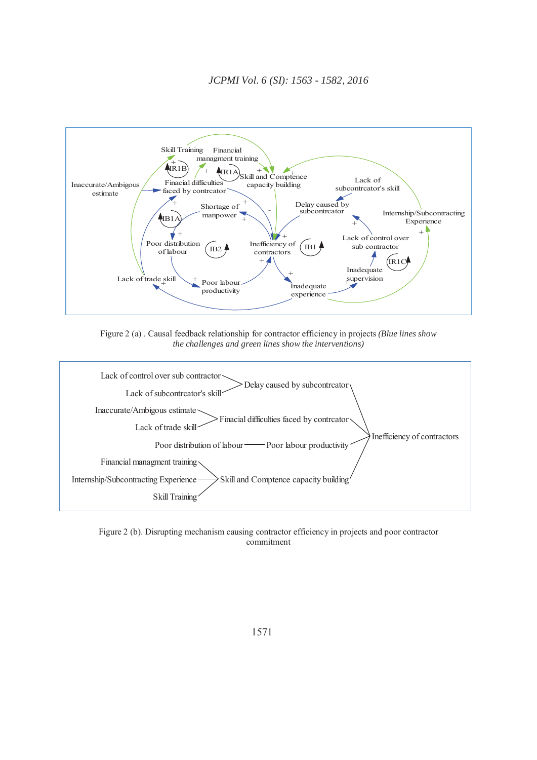Skill Training

Financial managment training

IR1B

IR1A

Skill and Comptence capacity building

Inaccurate/Ambigous estimate

Finacial difficulties faced by contrcator

Shortage of manpower

Delay caused by subcontrcator

Lack of subcontrcator's skill

Internship/Subcontracting Experience

IB1A

Poor distribution of labour

IB2

Inefficiency of contractors

IB1

Lack of control over sub contractor

IR1C

Inadequate supervision

Lack of trade skill

Poor labour productivity

Inadequate experience

+

-

Figure 2 (a) . Causal feedback relationship for contractor efficiency in projects *(Blue lines show the challenges and green lines show the interventions)*

Lack of control over sub contractor

Lack of subcontrcator's skill

Delay caused by subcontrcator

Inaccurate/Ambigous estimate

Lack of trade skill

Finacial difficulties faced by contrcator

Poor distribution of labour

Poor labour productivity

Inefficiency of contractors

Financial managment training

Internship/Subcontracting Experience

Skill Training

Skill and Comptence capacity building

Figure 2 (b). Disrupting mechanism causing contractor efficiency in projects and poor contractor commitment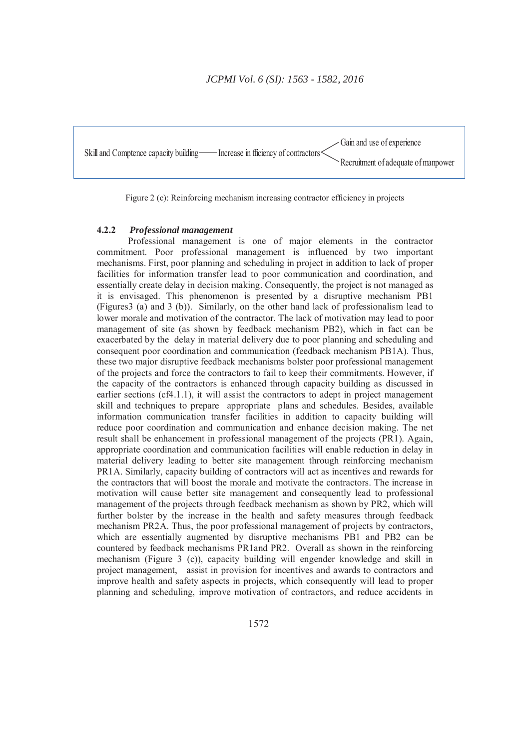Skill and Comptence capacity building —— Increase in fficiency of contractors

Gain and use of experience

Recruitment of adequate of manpower

Figure 2 (c): Reinforcing mechanism increasing contractor efficiency in projects

### 4.2.2 *Professional management*

Professional management is one of major elements in the contractor commitment. Poor professional management is influenced by two important mechanisms. First, poor planning and scheduling in project in addition to lack of proper facilities for information transfer lead to poor communication and coordination, and essentially create delay in decision making. Consequently, the project is not managed as it is envisaged. This phenomenon is presented by a disruptive mechanism PB1 (Figures3 (a) and 3 (b)). Similarly, on the other hand lack of professionalism lead to lower morale and motivation of the contractor. The lack of motivation may lead to poor management of site (as shown by feedback mechanism PB2), which in fact can be exacerbated by the delay in material delivery due to poor planning and scheduling and consequent poor coordination and communication (feedback mechanism PB1A). Thus, these two major disruptive feedback mechanisms bolster poor professional management of the projects and force the contractors to fail to keep their commitments. However, if the capacity of the contractors is enhanced through capacity building as discussed in earlier sections (cf4.1.1), it will assist the contractors to adept in project management skill and techniques to prepare appropriate plans and schedules. Besides, available information communication transfer facilities in addition to capacity building will reduce poor coordination and communication and enhance decision making. The net result shall be enhancement in professional management of the projects (PR1). Again, appropriate coordination and communication facilities will enable reduction in delay in material delivery leading to better site management through reinforcing mechanism PR1A. Similarly, capacity building of contractors will act as incentives and rewards for the contractors that will boost the morale and motivate the contractors. The increase in motivation will cause better site management and consequently lead to professional management of the projects through feedback mechanism as shown by PR2, which will further bolster by the increase in the health and safety measures through feedback mechanism PR2A. Thus, the poor professional management of projects by contractors, which are essentially augmented by disruptive mechanisms PB1 and PB2 can be countered by feedback mechanisms PR1and PR2. Overall as shown in the reinforcing mechanism (Figure 3 (c)), capacity building will engender knowledge and skill in project management, assist in provision for incentives and awards to contractors and improve health and safety aspects in projects, which consequently will lead to proper planning and scheduling, improve motivation of contractors, and reduce accidents in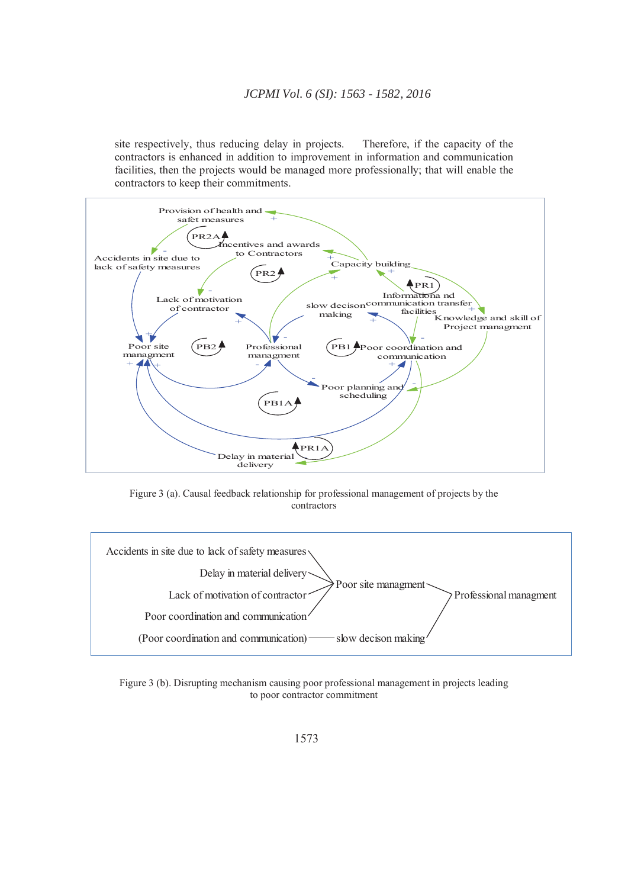site respectively, thus reducing delay in projects. Therefore, if the capacity of the contractors is enhanced in addition to improvement in information and communication facilities, then the projects would be managed more professionally; that will enable the contractors to keep their commitments.

Provision of health and safet measures

PR2A

Incentives and awards to Contractors

Accidents in site due to lack of safety measures

PR2

Capacity building

PR1

Lack of motivation of contractor

slow decison making

Informationa nd communication transfer facilities

Knowledge and skill of Project managment

Poor site managment

PB2

Professional managment

PB1

Poor coordination and communication

Poor planning and scheduling

PB1A

PR1A

Delay in material delivery

Figure 3 (a). Causal feedback relationship for professional management of projects by the contractors

Accidents in site due to lack of safety measures

Delay in material delivery

Lack of motivation of contractor

Poor coordination and communication

(Poor coordination and communication)

Poor site managment

slow decison making

Professional managment

Figure 3 (b). Disrupting mechanism causing poor professional management in projects leading to poor contractor commitment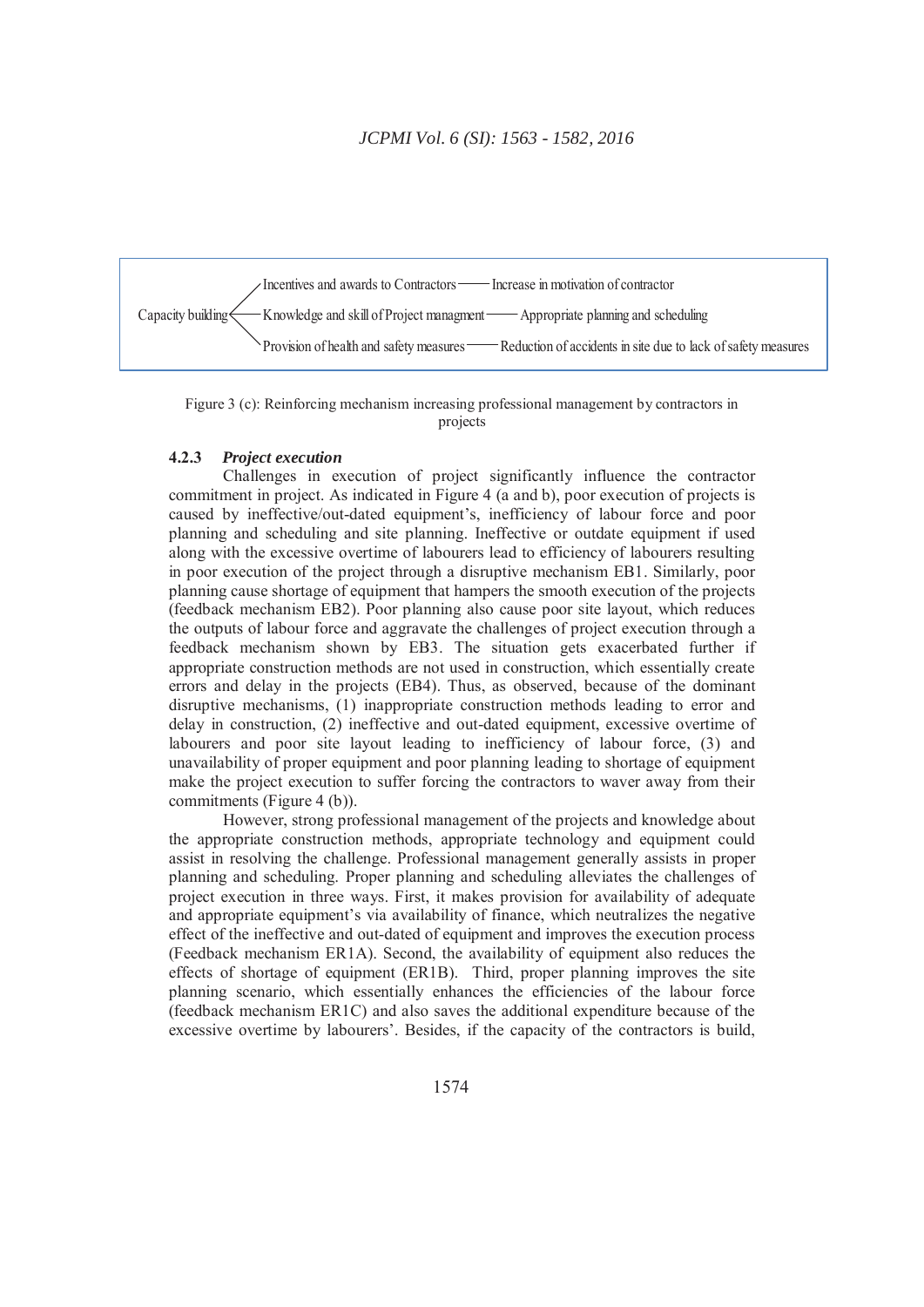Capacity building

Incentives and awards to Contractors — Increase in motivation of contractor

Knowledge and skill of Project managment — Appropriate planning and scheduling

Provision of health and safety measures — Reduction of accidents in site due to lack of safety measures

Figure 3 (c): Reinforcing mechanism increasing professional management by contractors in projects

### 4.2.3 *Project execution*

Challenges in execution of project significantly influence the contractor commitment in project. As indicated in Figure 4 (a and b), poor execution of projects is caused by ineffective/out-dated equipment's, inefficiency of labour force and poor planning and scheduling and site planning. Ineffective or outdate equipment if used along with the excessive overtime of labourers lead to efficiency of labourers resulting in poor execution of the project through a disruptive mechanism EB1. Similarly, poor planning cause shortage of equipment that hampers the smooth execution of the projects (feedback mechanism EB2). Poor planning also cause poor site layout, which reduces the outputs of labour force and aggravate the challenges of project execution through a feedback mechanism shown by EB3. The situation gets exacerbated further if appropriate construction methods are not used in construction, which essentially create errors and delay in the projects (EB4). Thus, as observed, because of the dominant disruptive mechanisms, (1) inappropriate construction methods leading to error and delay in construction, (2) ineffective and out-dated equipment, excessive overtime of labourers and poor site layout leading to inefficiency of labour force, (3) and unavailability of proper equipment and poor planning leading to shortage of equipment make the project execution to suffer forcing the contractors to waver away from their commitments (Figure 4 (b)).

However, strong professional management of the projects and knowledge about the appropriate construction methods, appropriate technology and equipment could assist in resolving the challenge. Professional management generally assists in proper planning and scheduling. Proper planning and scheduling alleviates the challenges of project execution in three ways. First, it makes provision for availability of adequate and appropriate equipment's via availability of finance, which neutralizes the negative effect of the ineffective and out-dated of equipment and improves the execution process (Feedback mechanism ER1A). Second, the availability of equipment also reduces the effects of shortage of equipment (ER1B). Third, proper planning improves the site planning scenario, which essentially enhances the efficiencies of the labour force (feedback mechanism ER1C) and also saves the additional expenditure because of the excessive overtime by labourers'. Besides, if the capacity of the contractors is build,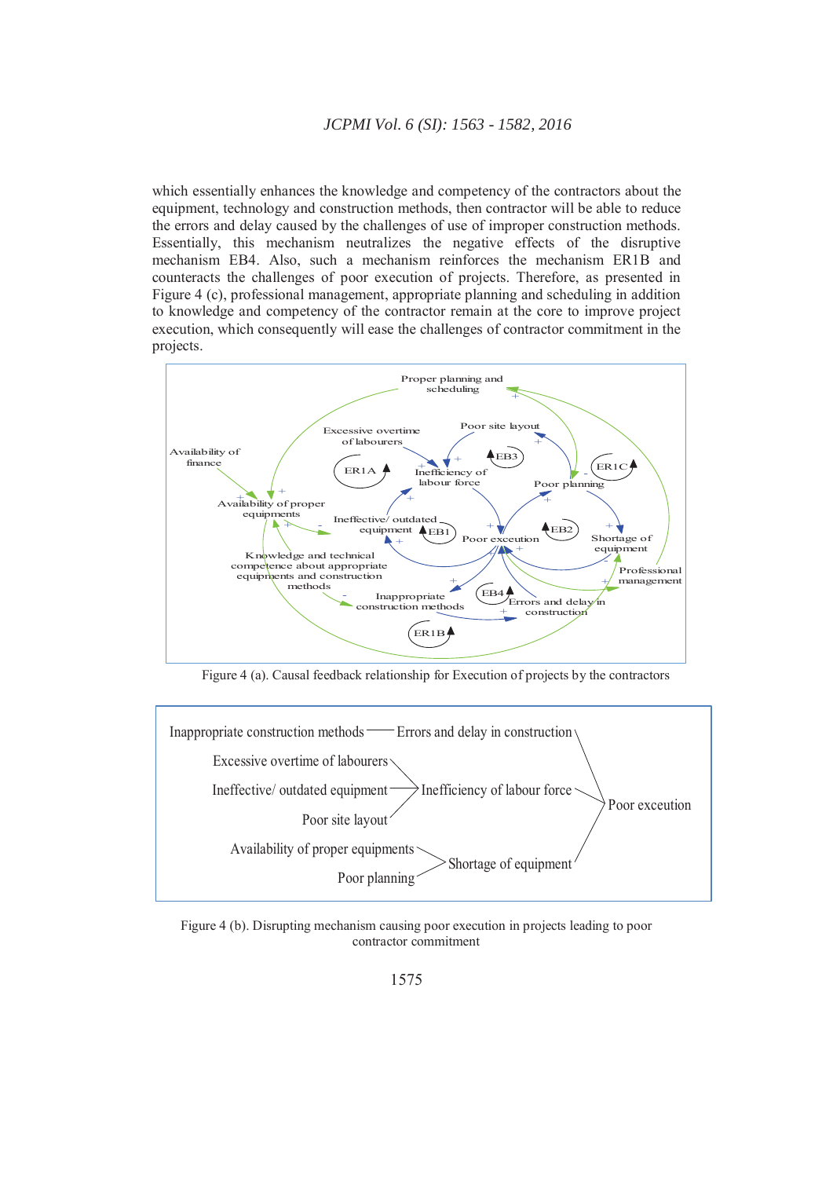which essentially enhances the knowledge and competency of the contractors about the equipment, technology and construction methods, then contractor will be able to reduce the errors and delay caused by the challenges of use of improper construction methods. Essentially, this mechanism neutralizes the negative effects of the disruptive mechanism EB4. Also, such a mechanism reinforces the mechanism ER1B and counteracts the challenges of poor execution of projects. Therefore, as presented in Figure 4 (c), professional management, appropriate planning and scheduling in addition to knowledge and competency of the contractor remain at the core to improve project execution, which consequently will ease the challenges of contractor commitment in the projects.

Proper planning and scheduling

Excessive overtime of labourers

Poor site layout

Availability of finance

ER1A

EB3

Inefficiency of labour force

ER1C

Poor planning

Availability of proper equipments

Ineffective/ outdated equipment

EB1

Poor execution

EB2

Shortage of equipment

Knowledge and technical competence about appropriate equipments and construction methods

Professional management

Inappropriate construction methods

EB4

Errors and delay in construction

ER1B

Figure 4 (a). Causal feedback relationship for Execution of projects by the contractors

Inappropriate construction methods — Errors and delay in construction

Excessive overtime of labourers

Ineffective/ outdated equipment

Poor site layout

Inefficiency of labour force

Availability of proper equipments

Poor planning

Shortage of equipment

Poor exceution

Figure 4 (b). Disrupting mechanism causing poor execution in projects leading to poor contractor commitment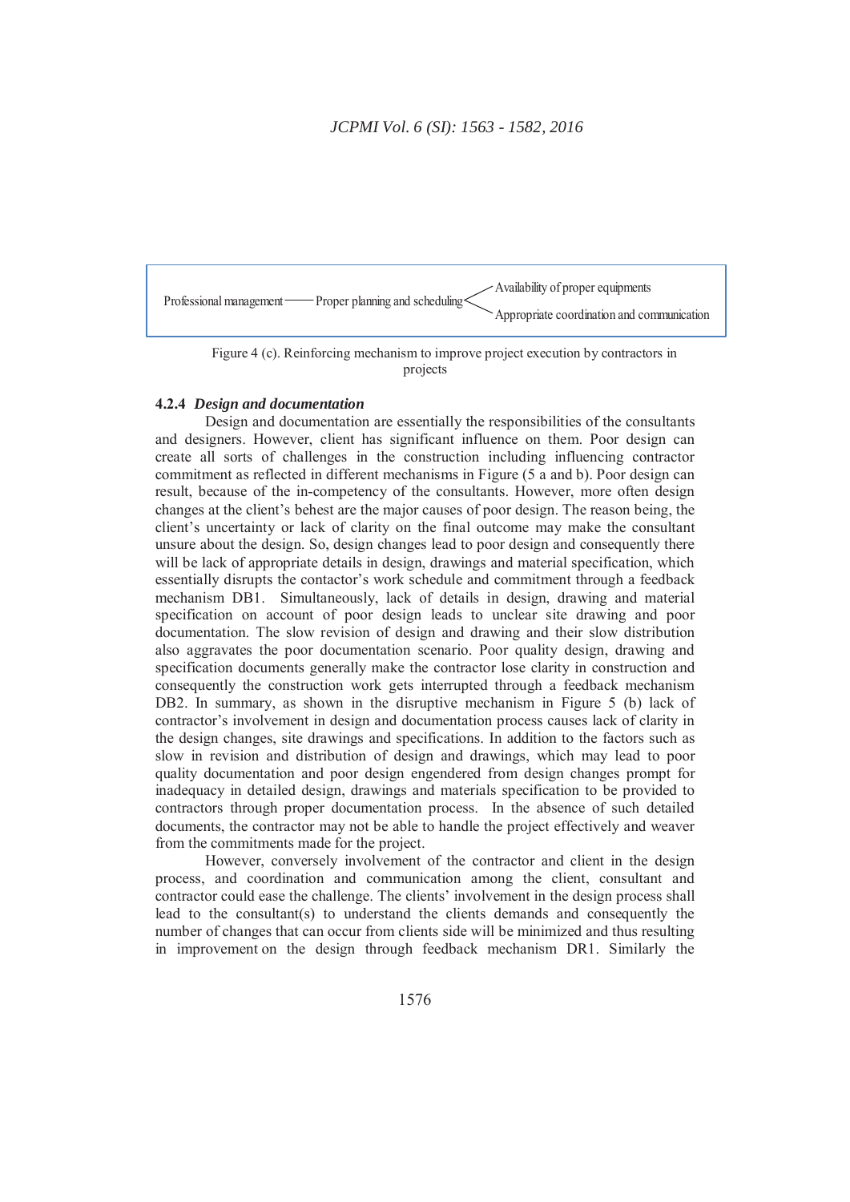Professional management — Proper planning and scheduling

Availability of proper equipments

Appropriate coordination and communication

Figure 4 (c). Reinforcing mechanism to improve project execution by contractors in projects

### 4.2.4 *Design and documentation*

Design and documentation are essentially the responsibilities of the consultants and designers. However, client has significant influence on them. Poor design can create all sorts of challenges in the construction including influencing contractor commitment as reflected in different mechanisms in Figure (5 a and b). Poor design can result, because of the in-competency of the consultants. However, more often design changes at the client's behest are the major causes of poor design. The reason being, the client's uncertainty or lack of clarity on the final outcome may make the consultant unsure about the design. So, design changes lead to poor design and consequently there will be lack of appropriate details in design, drawings and material specification, which essentially disrupts the contactor's work schedule and commitment through a feedback mechanism DB1. Simultaneously, lack of details in design, drawing and material specification on account of poor design leads to unclear site drawing and poor documentation. The slow revision of design and drawing and their slow distribution also aggravates the poor documentation scenario. Poor quality design, drawing and specification documents generally make the contractor lose clarity in construction and consequently the construction work gets interrupted through a feedback mechanism DB2. In summary, as shown in the disruptive mechanism in Figure 5 (b) lack of contractor's involvement in design and documentation process causes lack of clarity in the design changes, site drawings and specifications. In addition to the factors such as slow in revision and distribution of design and drawings, which may lead to poor quality documentation and poor design engendered from design changes prompt for inadequacy in detailed design, drawings and materials specification to be provided to contractors through proper documentation process. In the absence of such detailed documents, the contractor may not be able to handle the project effectively and weaver from the commitments made for the project.

However, conversely involvement of the contractor and client in the design process, and coordination and communication among the client, consultant and contractor could ease the challenge. The clients' involvement in the design process shall lead to the consultant(s) to understand the clients demands and consequently the number of changes that can occur from clients side will be minimized and thus resulting in improvement on the design through feedback mechanism DR1. Similarly the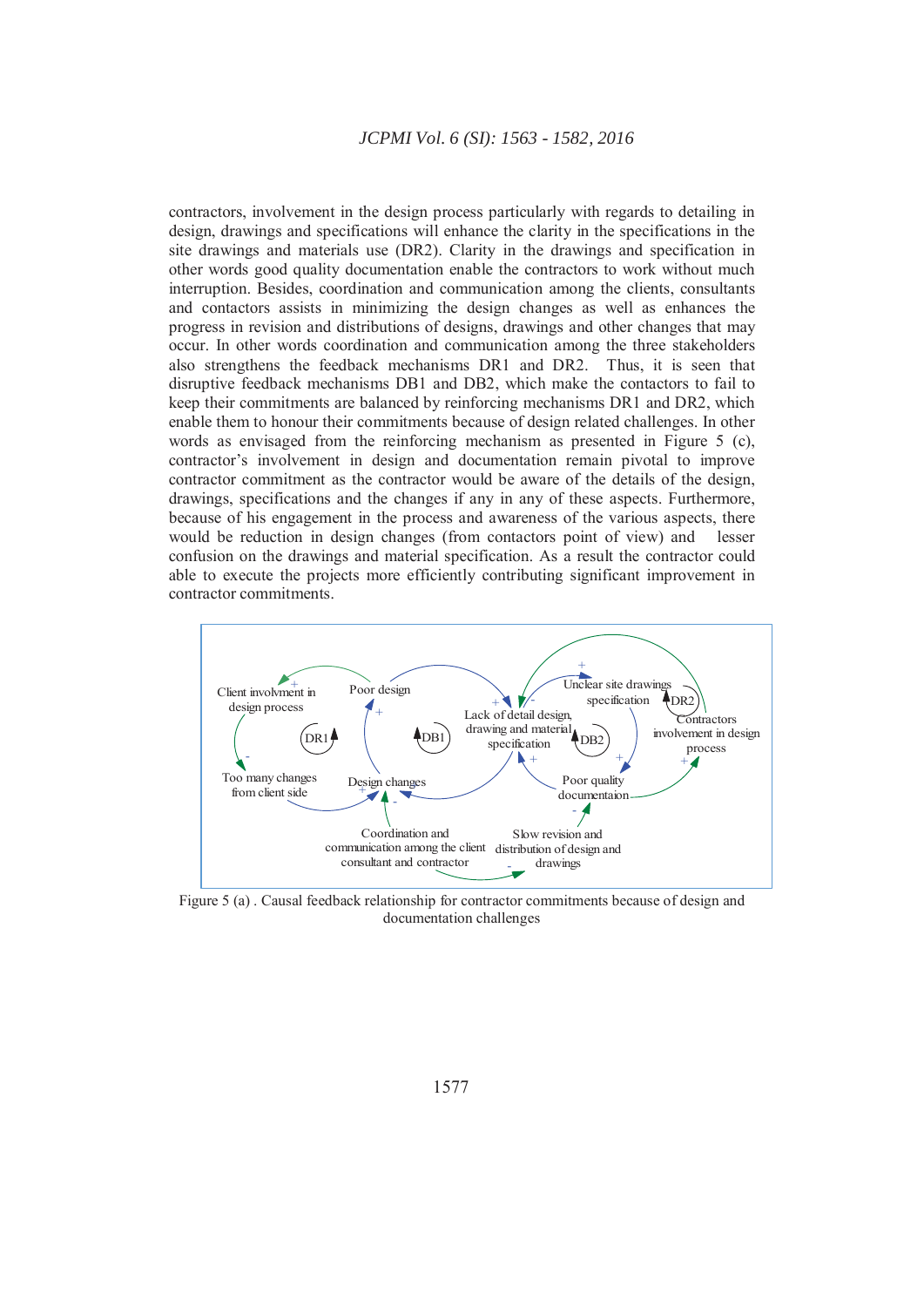contractors, involvement in the design process particularly with regards to detailing in design, drawings and specifications will enhance the clarity in the specifications in the site drawings and materials use (DR2). Clarity in the drawings and specification in other words good quality documentation enable the contractors to work without much interruption. Besides, coordination and communication among the clients, consultants and contactors assists in minimizing the design changes as well as enhances the progress in revision and distributions of designs, drawings and other changes that may occur. In other words coordination and communication among the three stakeholders also strengthens the feedback mechanisms DR1 and DR2. Thus, it is seen that disruptive feedback mechanisms DB1 and DB2, which make the contactors to fail to keep their commitments are balanced by reinforcing mechanisms DR1 and DR2, which enable them to honour their commitments because of design related challenges. In other words as envisaged from the reinforcing mechanism as presented in Figure 5 (c), contractor's involvement in design and documentation remain pivotal to improve contractor commitment as the contractor would be aware of the details of the design, drawings, specifications and the changes if any in any of these aspects. Furthermore, because of his engagement in the process and awareness of the various aspects, there would be reduction in design changes (from contactors point of view) and lesser confusion on the drawings and material specification. As a result the contractor could able to execute the projects more efficiently contributing significant improvement in contractor commitments.

Client involvment in design process

Poor design

Lack of detail design, drawing and material specification

Unclear site drawings specification

Contractors involvement in design process

DR1

DB1

DB2

DR2

Too many changes from client side

Design changes

Poor quality documentaion

Coordination and communication among the client consultant and contractor

Slow revision and distribution of design and drawings

Figure 5 (a) . Causal feedback relationship for contractor commitments because of design and documentation challenges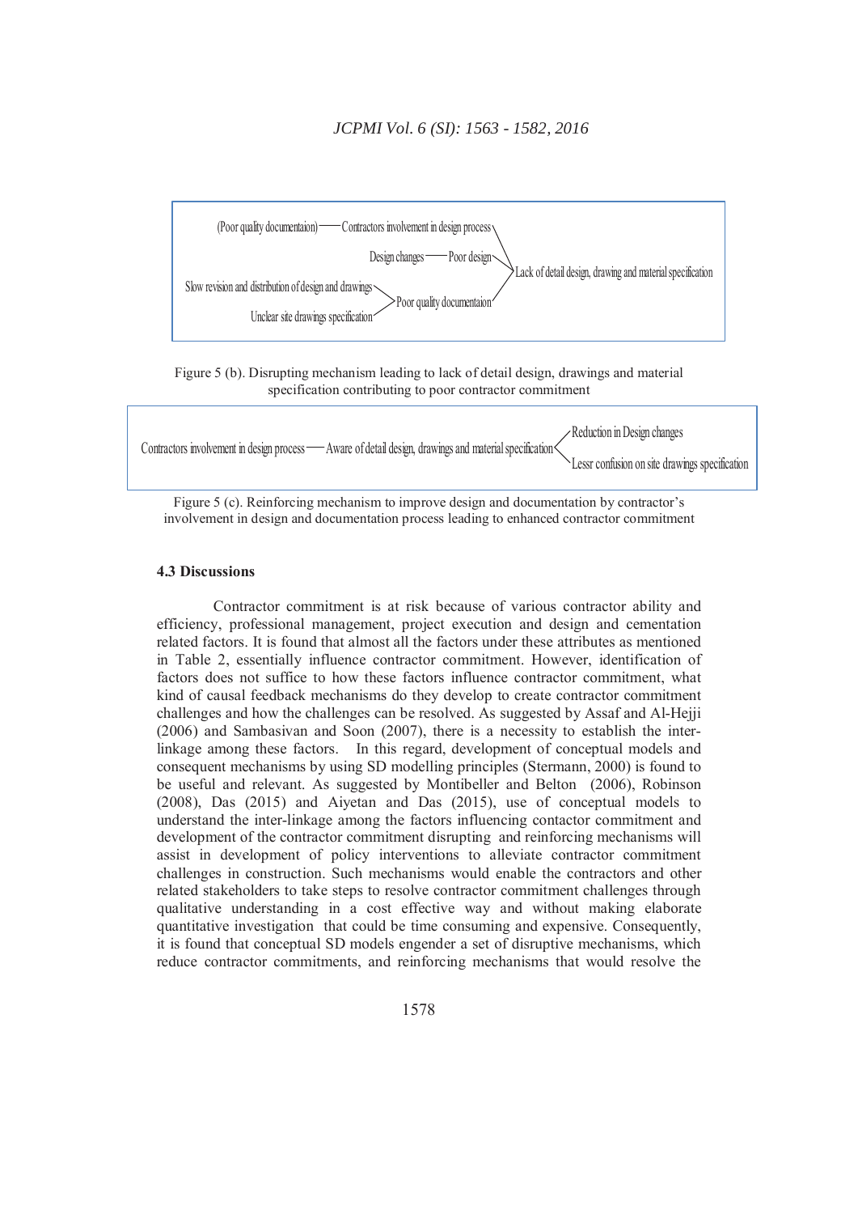(Poor quality documentaion) — Contractors involvement in design process

Design changes — Poor design

Slow revision and distribution of design and drawings

Unclear site drawings specification

Poor quality documentaion

Lack of detail design, drawing and material specification

Figure 5 (b). Disrupting mechanism leading to lack of detail design, drawings and material specification contributing to poor contractor commitment

Contractors involvement in design process — Aware of detail design, drawings and material specification

Reduction in Design changes

Lessr confusion on site drawings specification

Figure 5 (c). Reinforcing mechanism to improve design and documentation by contractor's involvement in design and documentation process leading to enhanced contractor commitment

### 4.3 Discussions

Contractor commitment is at risk because of various contractor ability and efficiency, professional management, project execution and design and cementation related factors. It is found that almost all the factors under these attributes as mentioned in Table 2, essentially influence contractor commitment. However, identification of factors does not suffice to how these factors influence contractor commitment, what kind of causal feedback mechanisms do they develop to create contractor commitment challenges and how the challenges can be resolved. As suggested by Assaf and Al-Hejji (2006) and Sambasivan and Soon (2007), there is a necessity to establish the inter-linkage among these factors. In this regard, development of conceptual models and consequent mechanisms by using SD modelling principles (Stermann, 2000) is found to be useful and relevant. As suggested by Montibeller and Belton (2006), Robinson (2008), Das (2015) and Aiyetan and Das (2015), use of conceptual models to understand the inter-linkage among the factors influencing contactor commitment and development of the contractor commitment disrupting and reinforcing mechanisms will assist in development of policy interventions to alleviate contractor commitment challenges in construction. Such mechanisms would enable the contractors and other related stakeholders to take steps to resolve contractor commitment challenges through qualitative understanding in a cost effective way and without making elaborate quantitative investigation that could be time consuming and expensive. Consequently, it is found that conceptual SD models engender a set of disruptive mechanisms, which reduce contractor commitments, and reinforcing mechanisms that would resolve the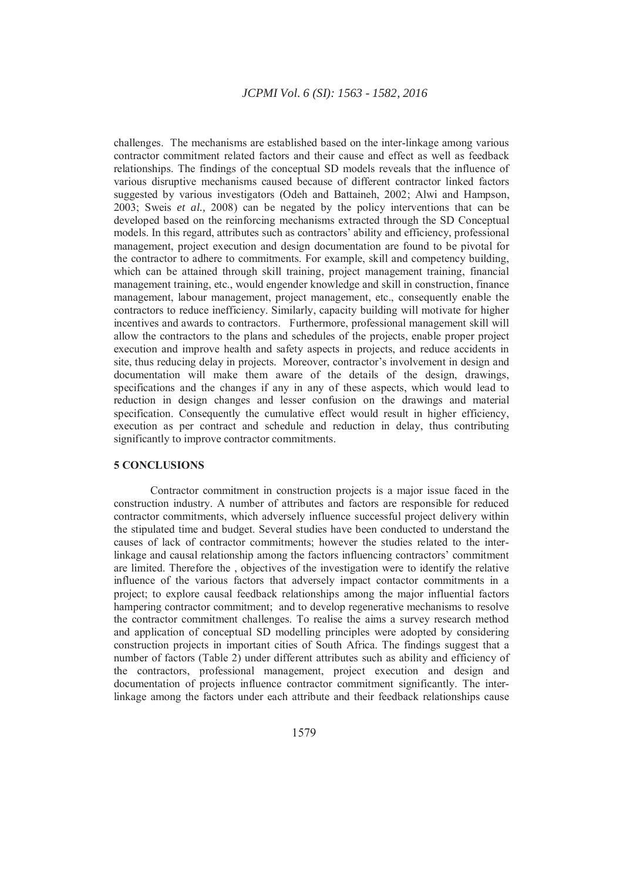challenges. The mechanisms are established based on the inter-linkage among various contractor commitment related factors and their cause and effect as well as feedback relationships. The findings of the conceptual SD models reveals that the influence of various disruptive mechanisms caused because of different contractor linked factors suggested by various investigators (Odeh and Battaineh, 2002; Alwi and Hampson, 2003; Sweis *et al.,* 2008) can be negated by the policy interventions that can be developed based on the reinforcing mechanisms extracted through the SD Conceptual models. In this regard, attributes such as contractors' ability and efficiency, professional management, project execution and design documentation are found to be pivotal for the contractor to adhere to commitments. For example, skill and competency building, which can be attained through skill training, project management training, financial management training, etc., would engender knowledge and skill in construction, finance management, labour management, project management, etc., consequently enable the contractors to reduce inefficiency. Similarly, capacity building will motivate for higher incentives and awards to contractors. Furthermore, professional management skill will allow the contractors to the plans and schedules of the projects, enable proper project execution and improve health and safety aspects in projects, and reduce accidents in site, thus reducing delay in projects. Moreover, contractor's involvement in design and documentation will make them aware of the details of the design, drawings, specifications and the changes if any in any of these aspects, which would lead to reduction in design changes and lesser confusion on the drawings and material specification. Consequently the cumulative effect would result in higher efficiency, execution as per contract and schedule and reduction in delay, thus contributing significantly to improve contractor commitments.

## 5 CONCLUSIONS

Contractor commitment in construction projects is a major issue faced in the construction industry. A number of attributes and factors are responsible for reduced contractor commitments, which adversely influence successful project delivery within the stipulated time and budget. Several studies have been conducted to understand the causes of lack of contractor commitments; however the studies related to the inter-linkage and causal relationship among the factors influencing contractors' commitment are limited. Therefore the , objectives of the investigation were to identify the relative influence of the various factors that adversely impact contactor commitments in a project; to explore causal feedback relationships among the major influential factors hampering contractor commitment; and to develop regenerative mechanisms to resolve the contractor commitment challenges. To realise the aims a survey research method and application of conceptual SD modelling principles were adopted by considering construction projects in important cities of South Africa. The findings suggest that a number of factors (Table 2) under different attributes such as ability and efficiency of the contractors, professional management, project execution and design and documentation of projects influence contractor commitment significantly. The inter-linkage among the factors under each attribute and their feedback relationships cause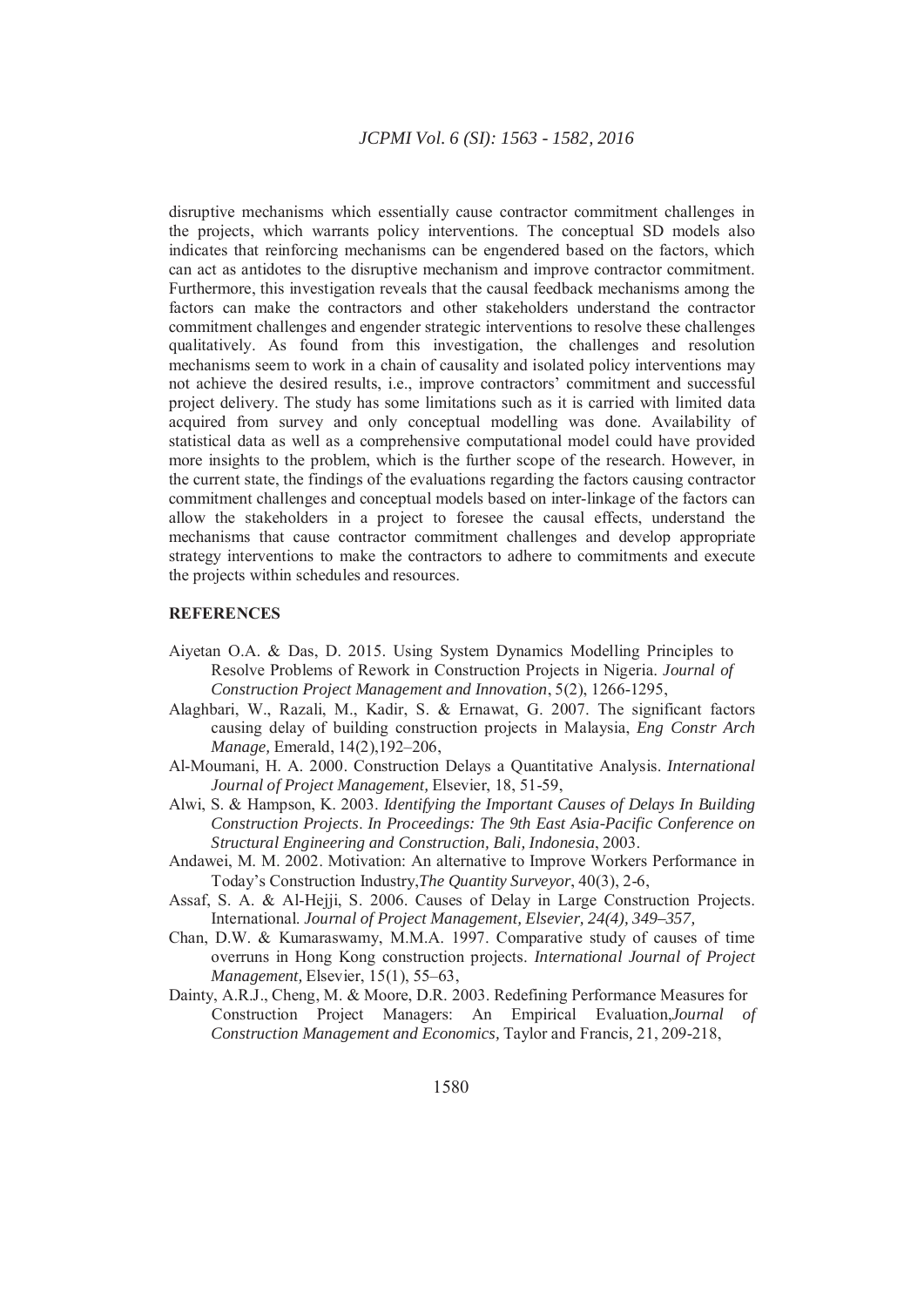disruptive mechanisms which essentially cause contractor commitment challenges in the projects, which warrants policy interventions. The conceptual SD models also indicates that reinforcing mechanisms can be engendered based on the factors, which can act as antidotes to the disruptive mechanism and improve contractor commitment. Furthermore, this investigation reveals that the causal feedback mechanisms among the factors can make the contractors and other stakeholders understand the contractor commitment challenges and engender strategic interventions to resolve these challenges qualitatively. As found from this investigation, the challenges and resolution mechanisms seem to work in a chain of causality and isolated policy interventions may not achieve the desired results, i.e., improve contractors' commitment and successful project delivery. The study has some limitations such as it is carried with limited data acquired from survey and only conceptual modelling was done. Availability of statistical data as well as a comprehensive computational model could have provided more insights to the problem, which is the further scope of the research. However, in the current state, the findings of the evaluations regarding the factors causing contractor commitment challenges and conceptual models based on inter-linkage of the factors can allow the stakeholders in a project to foresee the causal effects, understand the mechanisms that cause contractor commitment challenges and develop appropriate strategy interventions to make the contractors to adhere to commitments and execute the projects within schedules and resources.

## REFERENCES

Aiyetan O.A. & Das, D. 2015. Using System Dynamics Modelling Principles to Resolve Problems of Rework in Construction Projects in Nigeria. *Journal of Construction Project Management and Innovation*, 5(2), 1266-1295,

Alaghbari, W., Razali, M., Kadir, S. & Ernawat, G. 2007. The significant factors causing delay of building construction projects in Malaysia, *Eng Constr Arch Manage,* Emerald, 14(2),192–206,

Al-Moumani, H. A. 2000. Construction Delays a Quantitative Analysis. *International Journal of Project Management,* Elsevier, 18, 51-59,

Alwi, S. & Hampson, K. 2003. *Identifying the Important Causes of Delays In Building Construction Projects. In Proceedings: The 9th East Asia-Pacific Conference on Structural Engineering and Construction, Bali, Indonesia*, 2003.

Andawei, M. M. 2002. Motivation: An alternative to Improve Workers Performance in Today's Construction Industry,*The Quantity Surveyor*, 40(3), 2-6,

Assaf, S. A. & Al-Hejji, S. 2006. Causes of Delay in Large Construction Projects. International. *Journal of Project Management, Elsevier, 24(4), 349–357,*

Chan, D.W. & Kumaraswamy, M.M.A. 1997. Comparative study of causes of time overruns in Hong Kong construction projects. *International Journal of Project Management,* Elsevier, 15(1), 55–63,

Dainty, A.R.J., Cheng, M. & Moore, D.R. 2003. Redefining Performance Measures for Construction Project Managers: An Empirical Evaluation,*Journal of Construction Management and Economics,* Taylor and Francis, 21, 209-218,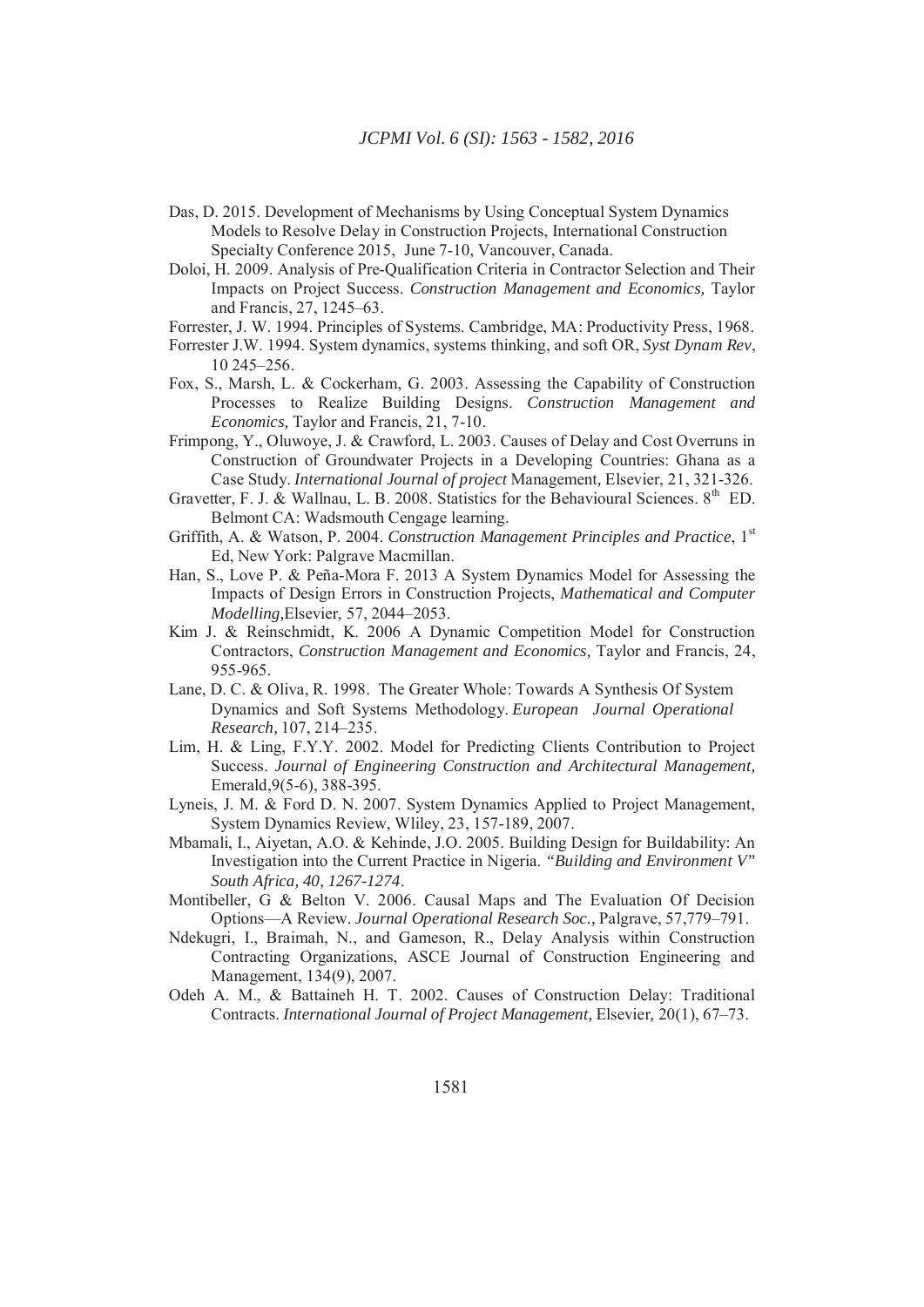Das, D. 2015. Development of Mechanisms by Using Conceptual System Dynamics Models to Resolve Delay in Construction Projects, International Construction Specialty Conference 2015, June 7-10, Vancouver, Canada.

Doloi, H. 2009. Analysis of Pre-Qualification Criteria in Contractor Selection and Their Impacts on Project Success. *Construction Management and Economics,* Taylor and Francis, 27, 1245–63.

Forrester, J. W. 1994. Principles of Systems. Cambridge, MA: Productivity Press, 1968.

Forrester J.W. 1994. System dynamics, systems thinking, and soft OR, *Syst Dynam Rev*, 10 245–256.

Fox, S., Marsh, L. & Cockerham, G. 2003. Assessing the Capability of Construction Processes to Realize Building Designs. *Construction Management and Economics,* Taylor and Francis, 21, 7-10.

Frimpong, Y., Oluwoye, J. & Crawford, L. 2003. Causes of Delay and Cost Overruns in Construction of Groundwater Projects in a Developing Countries: Ghana as a Case Study. *International Journal of project* Management, Elsevier, 21, 321-326.

Gravetter, F. J. & Wallnau, L. B. 2008. Statistics for the Behavioural Sciences. 8th ED. Belmont CA: Wadsmouth Cengage learning.

Griffith, A. & Watson, P. 2004. *Construction Management Principles and Practice*, 1st Ed, New York: Palgrave Macmillan.

Han, S., Love P. & Peña-Mora F. 2013 A System Dynamics Model for Assessing the Impacts of Design Errors in Construction Projects, *Mathematical and Computer Modelling,*Elsevier, 57, 2044–2053.

Kim J. & Reinschmidt, K. 2006 A Dynamic Competition Model for Construction Contractors, *Construction Management and Economics,* Taylor and Francis, 24, 955-965.

Lane, D. C. & Oliva, R. 1998. The Greater Whole: Towards A Synthesis Of System Dynamics and Soft Systems Methodology. *European Journal Operational Research,* 107, 214–235.

Lim, H. & Ling, F.Y.Y. 2002. Model for Predicting Clients Contribution to Project Success. *Journal of Engineering Construction and Architectural Management,* Emerald,9(5-6), 388-395.

Lyneis, J. M. & Ford D. N. 2007. System Dynamics Applied to Project Management, System Dynamics Review, Wliley, 23, 157-189, 2007.

Mbamali, I., Aiyetan, A.O. & Kehinde, J.O. 2005. Building Design for Buildability: An Investigation into the Current Practice in Nigeria. *"Building and Environment V" South Africa, 40, 1267-1274*.

Montibeller, G & Belton V. 2006. Causal Maps and The Evaluation Of Decision Options—A Review. *Journal Operational Research Soc.,* Palgrave, 57,779–791.

Ndekugri, I., Braimah, N., and Gameson, R., Delay Analysis within Construction Contracting Organizations, ASCE Journal of Construction Engineering and Management, 134(9), 2007.

Odeh A. M., & Battaineh H. T. 2002. Causes of Construction Delay: Traditional Contracts. *International Journal of Project Management,* Elsevier*,* 20(1), 67–73.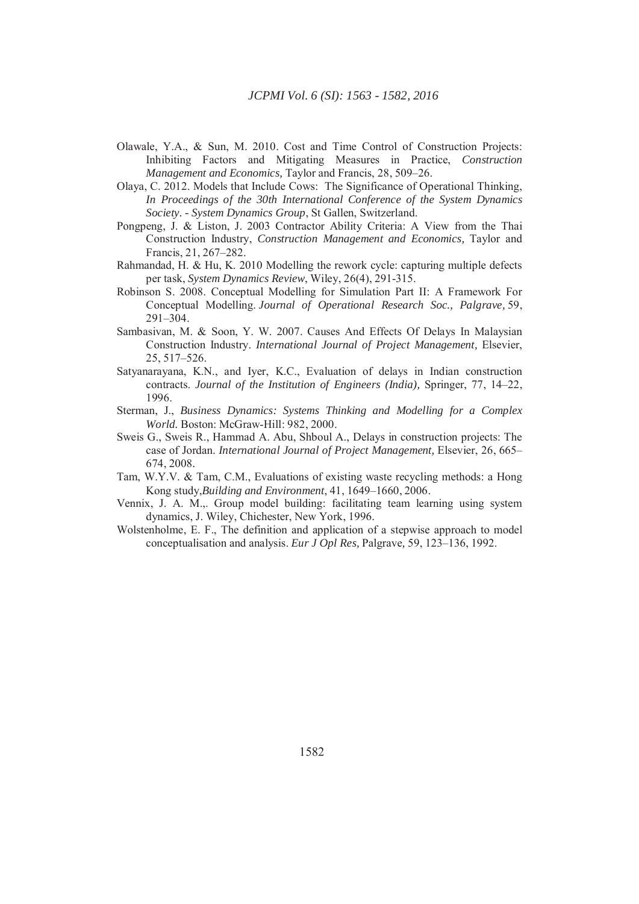Olawale, Y.A., & Sun, M. 2010. Cost and Time Control of Construction Projects: Inhibiting Factors and Mitigating Measures in Practice, *Construction Management and Economics,* Taylor and Francis, 28, 509–26.

Olaya, C. 2012. Models that Include Cows: The Significance of Operational Thinking, *In Proceedings of the 30th International Conference of the System Dynamics Society. - System Dynamics Group*, St Gallen, Switzerland.

Pongpeng, J. & Liston, J. 2003 Contractor Ability Criteria: A View from the Thai Construction Industry, *Construction Management and Economics,* Taylor and Francis, 21, 267–282.

Rahmandad, H. & Hu, K. 2010 Modelling the rework cycle: capturing multiple defects per task, *System Dynamics Review*, Wiley, 26(4), 291-315.

Robinson S. 2008. Conceptual Modelling for Simulation Part II: A Framework For Conceptual Modelling. *Journal of Operational Research Soc., Palgrave,* 59, 291–304.

Sambasivan, M. & Soon, Y. W. 2007. Causes And Effects Of Delays In Malaysian Construction Industry. *International Journal of Project Management,* Elsevier, 25, 517–526.

Satyanarayana, K.N., and Iyer, K.C., Evaluation of delays in Indian construction contracts. *Journal of the Institution of Engineers (India),* Springer, 77, 14–22, 1996.

Sterman, J., *Business Dynamics: Systems Thinking and Modelling for a Complex World.* Boston: McGraw-Hill: 982, 2000.

Sweis G., Sweis R., Hammad A. Abu, Shboul A., Delays in construction projects: The case of Jordan. *International Journal of Project Management,* Elsevier, 26, 665–674, 2008.

Tam, W.Y.V. & Tam, C.M., Evaluations of existing waste recycling methods: a Hong Kong study,*Building and Environment*, 41, 1649–1660, 2006.

Vennix, J. A. M.,. Group model building: facilitating team learning using system dynamics, J. Wiley, Chichester, New York, 1996.

Wolstenholme, E. F., The definition and application of a stepwise approach to model conceptualisation and analysis. *Eur J Opl Res,* Palgrave*,* 59, 123–136, 1992.